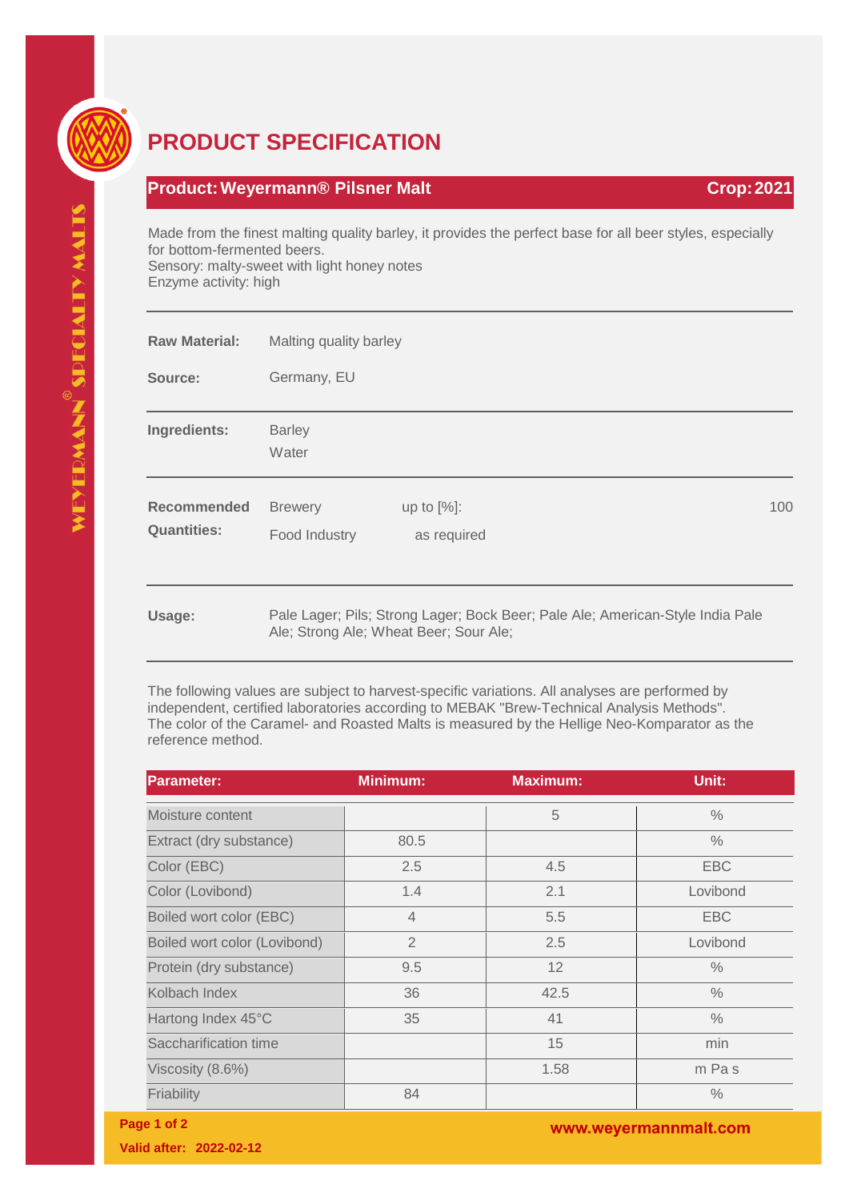# PRODUCT SPECIFICATION

**Product: Weyermann® Pilsner Malt** | **Crop: 2021**

Made from the finest malting quality barley, it provides the perfect base for all beer styles, especially for bottom-fermented beers.
Sensory: malty-sweet with light honey notes
Enzyme activity: high

**Raw Material:** Malting quality barley

**Source:** Germany, EU

**Ingredients:** Barley
Water

**Recommended Quantities:**

| | | |
|---|---|---|
| Brewery | up to [%]: | 100 |
| Food Industry | as required | |

**Usage:** Pale Lager; Pils; Strong Lager; Bock Beer; Pale Ale; American-Style India Pale Ale; Strong Ale; Wheat Beer; Sour Ale;

The following values are subject to harvest-specific variations. All analyses are performed by independent, certified laboratories according to MEBAK "Brew-Technical Analysis Methods". The color of the Caramel- and Roasted Malts is measured by the Hellige Neo-Komparator as the reference method.

| Parameter: | Minimum: | Maximum: | Unit: |
|---|---|---|---|
| Moisture content | | 5 | % |
| Extract (dry substance) | 80.5 | | % |
| Color (EBC) | 2.5 | 4.5 | EBC |
| Color (Lovibond) | 1.4 | 2.1 | Lovibond |
| Boiled wort color (EBC) | 4 | 5.5 | EBC |
| Boiled wort color (Lovibond) | 2 | 2.5 | Lovibond |
| Protein (dry substance) | 9.5 | 12 | % |
| Kolbach Index | 36 | 42.5 | % |
| Hartong Index 45°C | 35 | 41 | % |
| Saccharification time | | 15 | min |
| Viscosity (8.6%) | | 1.58 | m Pa s |
| Friability | 84 | | % |

Valid after: 2022-02-12

www.weyermannmalt.com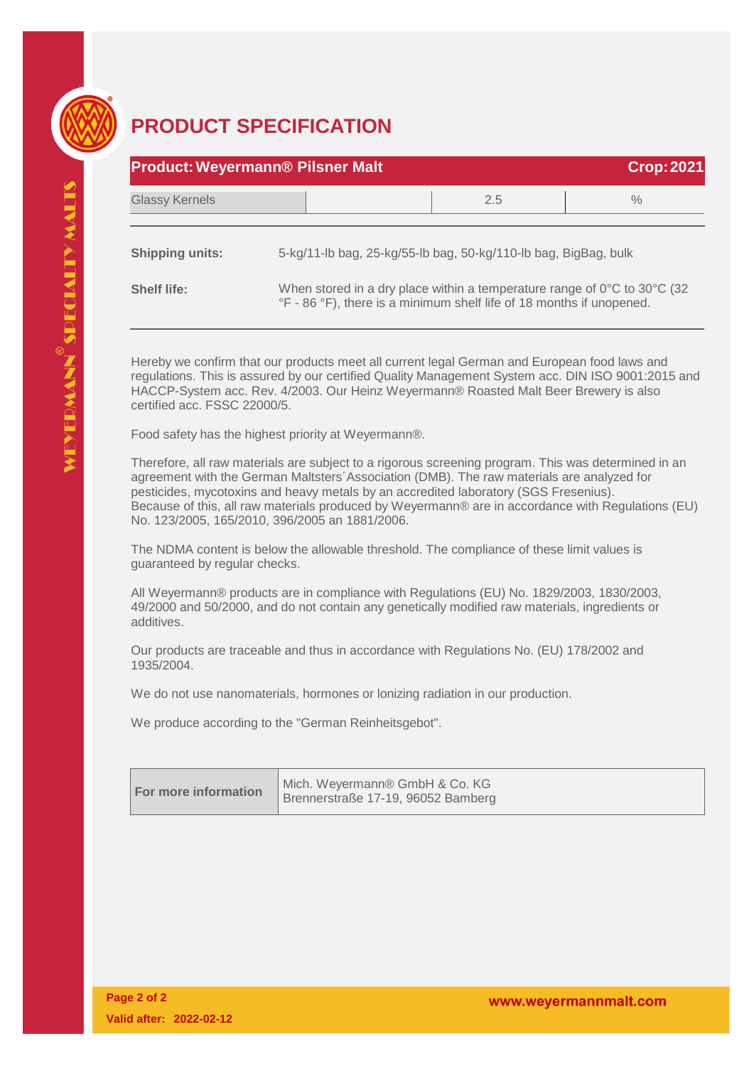# PRODUCT SPECIFICATION

| **Product: Weyermann® Pilsner Malt** | | | **Crop: 2021** |
|---|---|---|---|
| Glassy Kernels | | 2.5 | % |

**Shipping units:** 5-kg/11-lb bag, 25-kg/55-lb bag, 50-kg/110-lb bag, BigBag, bulk

**Shelf life:** When stored in a dry place within a temperature range of 0°C to 30°C (32 °F - 86 °F), there is a minimum shelf life of 18 months if unopened.

Hereby we confirm that our products meet all current legal German and European food laws and regulations. This is assured by our certified Quality Management System acc. DIN ISO 9001:2015 and HACCP-System acc. Rev. 4/2003. Our Heinz Weyermann® Roasted Malt Beer Brewery is also certified acc. FSSC 22000/5.

Food safety has the highest priority at Weyermann®.

Therefore, all raw materials are subject to a rigorous screening program. This was determined in an agreement with the German Maltsters´Association (DMB). The raw materials are analyzed for pesticides, mycotoxins and heavy metals by an accredited laboratory (SGS Fresenius).
Because of this, all raw materials produced by Weyermann® are in accordance with Regulations (EU) No. 123/2005, 165/2010, 396/2005 an 1881/2006.

The NDMA content is below the allowable threshold. The compliance of these limit values is guaranteed by regular checks.

All Weyermann® products are in compliance with Regulations (EU) No. 1829/2003, 1830/2003, 49/2000 and 50/2000, and do not contain any genetically modified raw materials, ingredients or additives.

Our products are traceable and thus in accordance with Regulations No. (EU) 178/2002 and 1935/2004.

We do not use nanomaterials, hormones or Ionizing radiation in our production.

We produce according to the "German Reinheitsgebot".

| | |
|---|---|
| **For more information** | Mich. Weyermann® GmbH & Co. KG<br>Brennerstraße 17-19, 96052 Bamberg |

**Valid after: 2022-02-12**

**www.weyermannmalt.com**